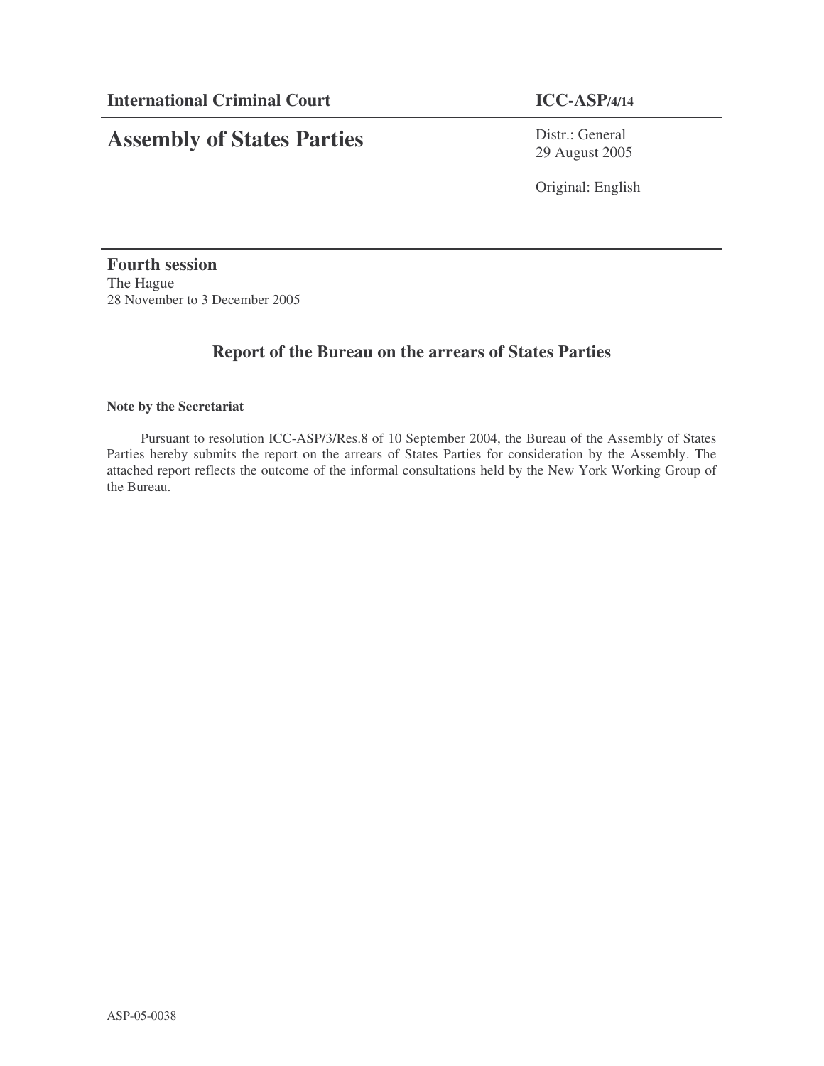**International Criminal Court** **ICC-ASP/4/14**

# Assembly of States Parties

Distr.: General
29 August 2005

Original: English

**Fourth session**
The Hague
28 November to 3 December 2005

## Report of the Bureau on the arrears of States Parties

**Note by the Secretariat**

Pursuant to resolution ICC-ASP/3/Res.8 of 10 September 2004, the Bureau of the Assembly of States Parties hereby submits the report on the arrears of States Parties for consideration by the Assembly. The attached report reflects the outcome of the informal consultations held by the New York Working Group of the Bureau.

ASP-05-0038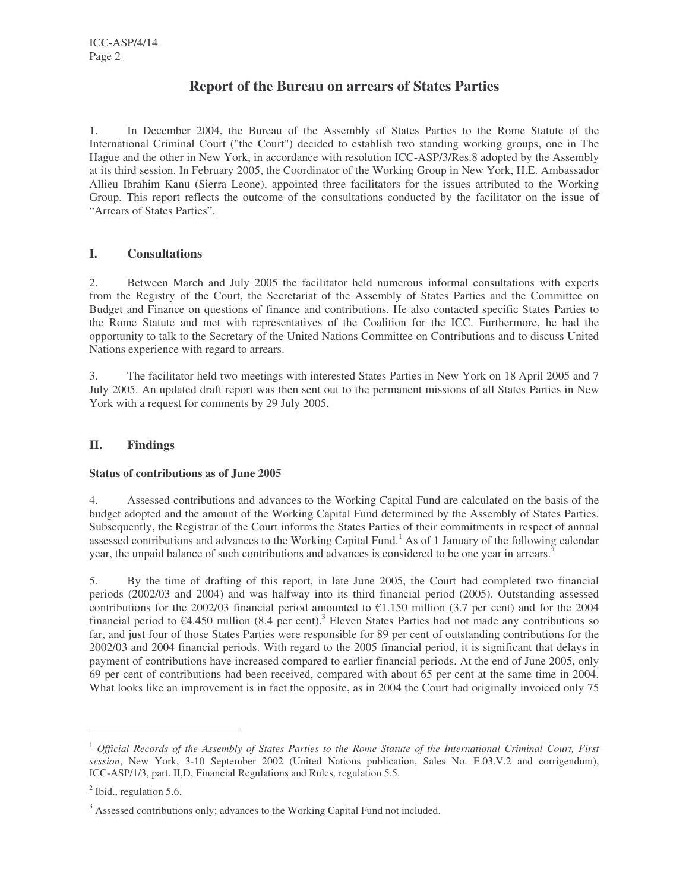# Report of the Bureau on arrears of States Parties

1. In December 2004, the Bureau of the Assembly of States Parties to the Rome Statute of the International Criminal Court ("the Court") decided to establish two standing working groups, one in The Hague and the other in New York, in accordance with resolution ICC-ASP/3/Res.8 adopted by the Assembly at its third session. In February 2005, the Coordinator of the Working Group in New York, H.E. Ambassador Allieu Ibrahim Kanu (Sierra Leone), appointed three facilitators for the issues attributed to the Working Group. This report reflects the outcome of the consultations conducted by the facilitator on the issue of "Arrears of States Parties".

## I. Consultations

2. Between March and July 2005 the facilitator held numerous informal consultations with experts from the Registry of the Court, the Secretariat of the Assembly of States Parties and the Committee on Budget and Finance on questions of finance and contributions. He also contacted specific States Parties to the Rome Statute and met with representatives of the Coalition for the ICC. Furthermore, he had the opportunity to talk to the Secretary of the United Nations Committee on Contributions and to discuss United Nations experience with regard to arrears.

3. The facilitator held two meetings with interested States Parties in New York on 18 April 2005 and 7 July 2005. An updated draft report was then sent out to the permanent missions of all States Parties in New York with a request for comments by 29 July 2005.

## II. Findings

### Status of contributions as of June 2005

4. Assessed contributions and advances to the Working Capital Fund are calculated on the basis of the budget adopted and the amount of the Working Capital Fund determined by the Assembly of States Parties. Subsequently, the Registrar of the Court informs the States Parties of their commitments in respect of annual assessed contributions and advances to the Working Capital Fund.[1] As of 1 January of the following calendar year, the unpaid balance of such contributions and advances is considered to be one year in arrears.[2]

5. By the time of drafting of this report, in late June 2005, the Court had completed two financial periods (2002/03 and 2004) and was halfway into its third financial period (2005). Outstanding assessed contributions for the 2002/03 financial period amounted to €1.150 million (3.7 per cent) and for the 2004 financial period to €4.450 million (8.4 per cent).[3] Eleven States Parties had not made any contributions so far, and just four of those States Parties were responsible for 89 per cent of outstanding contributions for the 2002/03 and 2004 financial periods. With regard to the 2005 financial period, it is significant that delays in payment of contributions have increased compared to earlier financial periods. At the end of June 2005, only 69 per cent of contributions had been received, compared with about 65 per cent at the same time in 2004. What looks like an improvement is in fact the opposite, as in 2004 the Court had originally invoiced only 75

---

[1] *Official Records of the Assembly of States Parties to the Rome Statute of the International Criminal Court, First session*, New York, 3-10 September 2002 (United Nations publication, Sales No. E.03.V.2 and corrigendum), ICC-ASP/1/3, part. II,D, Financial Regulations and Rules, regulation 5.5.

[2] Ibid., regulation 5.6.

[3] Assessed contributions only; advances to the Working Capital Fund not included.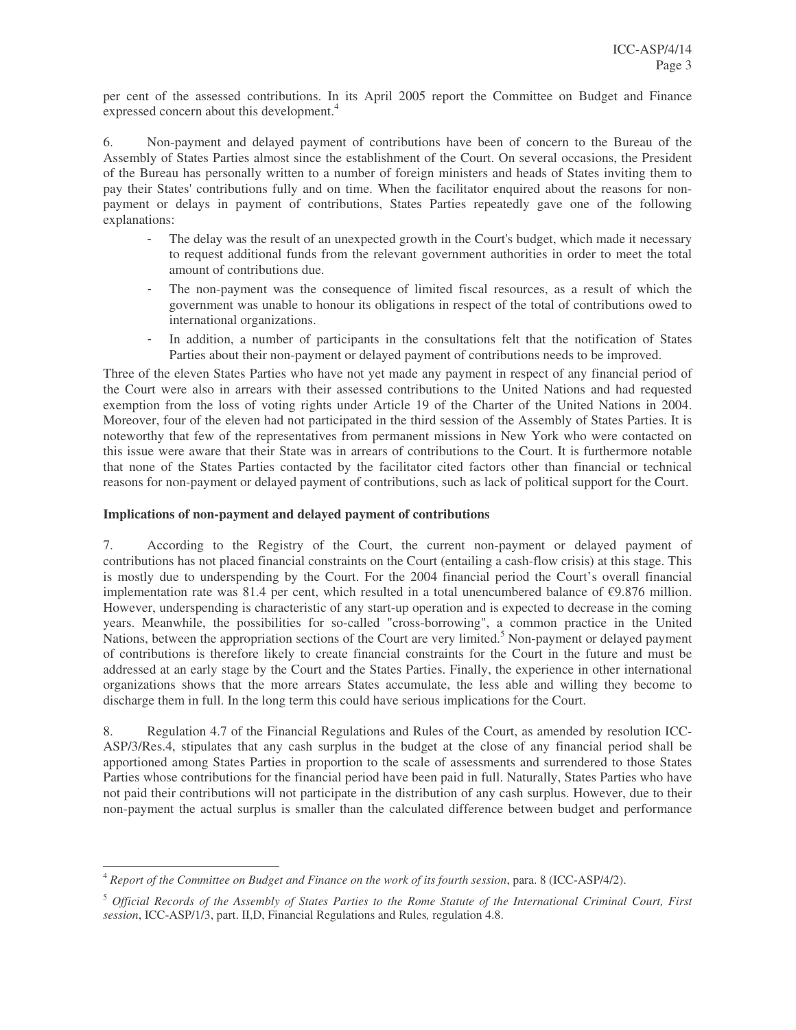per cent of the assessed contributions. In its April 2005 report the Committee on Budget and Finance expressed concern about this development.[4]

6. Non-payment and delayed payment of contributions have been of concern to the Bureau of the Assembly of States Parties almost since the establishment of the Court. On several occasions, the President of the Bureau has personally written to a number of foreign ministers and heads of States inviting them to pay their States' contributions fully and on time. When the facilitator enquired about the reasons for non-payment or delays in payment of contributions, States Parties repeatedly gave one of the following explanations:

- The delay was the result of an unexpected growth in the Court's budget, which made it necessary to request additional funds from the relevant government authorities in order to meet the total amount of contributions due.
- The non-payment was the consequence of limited fiscal resources, as a result of which the government was unable to honour its obligations in respect of the total of contributions owed to international organizations.
- In addition, a number of participants in the consultations felt that the notification of States Parties about their non-payment or delayed payment of contributions needs to be improved.

Three of the eleven States Parties who have not yet made any payment in respect of any financial period of the Court were also in arrears with their assessed contributions to the United Nations and had requested exemption from the loss of voting rights under Article 19 of the Charter of the United Nations in 2004. Moreover, four of the eleven had not participated in the third session of the Assembly of States Parties. It is noteworthy that few of the representatives from permanent missions in New York who were contacted on this issue were aware that their State was in arrears of contributions to the Court. It is furthermore notable that none of the States Parties contacted by the facilitator cited factors other than financial or technical reasons for non-payment or delayed payment of contributions, such as lack of political support for the Court.

**Implications of non-payment and delayed payment of contributions**

7. According to the Registry of the Court, the current non-payment or delayed payment of contributions has not placed financial constraints on the Court (entailing a cash-flow crisis) at this stage. This is mostly due to underspending by the Court. For the 2004 financial period the Court's overall financial implementation rate was 81.4 per cent, which resulted in a total unencumbered balance of €9.876 million. However, underspending is characteristic of any start-up operation and is expected to decrease in the coming years. Meanwhile, the possibilities for so-called "cross-borrowing", a common practice in the United Nations, between the appropriation sections of the Court are very limited.[5] Non-payment or delayed payment of contributions is therefore likely to create financial constraints for the Court in the future and must be addressed at an early stage by the Court and the States Parties. Finally, the experience in other international organizations shows that the more arrears States accumulate, the less able and willing they become to discharge them in full. In the long term this could have serious implications for the Court.

8. Regulation 4.7 of the Financial Regulations and Rules of the Court, as amended by resolution ICC-ASP/3/Res.4, stipulates that any cash surplus in the budget at the close of any financial period shall be apportioned among States Parties in proportion to the scale of assessments and surrendered to those States Parties whose contributions for the financial period have been paid in full. Naturally, States Parties who have not paid their contributions will not participate in the distribution of any cash surplus. However, due to their non-payment the actual surplus is smaller than the calculated difference between budget and performance

---

[4] *Report of the Committee on Budget and Finance on the work of its fourth session*, para. 8 (ICC-ASP/4/2).

[5] *Official Records of the Assembly of States Parties to the Rome Statute of the International Criminal Court, First session*, ICC-ASP/1/3, part. II,D, Financial Regulations and Rules*,* regulation 4.8.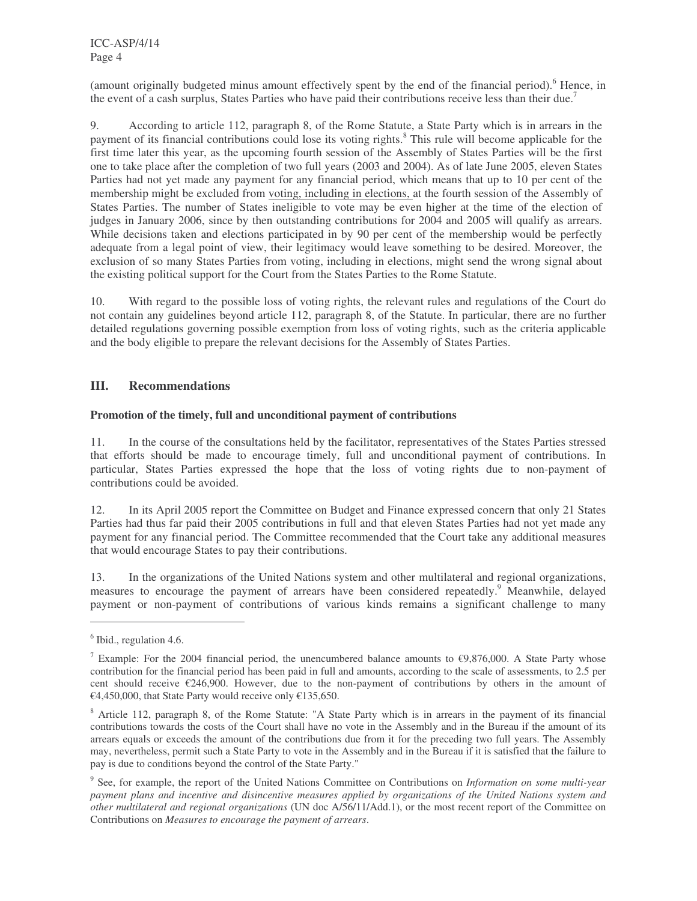(amount originally budgeted minus amount effectively spent by the end of the financial period).[6] Hence, in the event of a cash surplus, States Parties who have paid their contributions receive less than their due.[7]

9. According to article 112, paragraph 8, of the Rome Statute, a State Party which is in arrears in the payment of its financial contributions could lose its voting rights.[8] This rule will become applicable for the first time later this year, as the upcoming fourth session of the Assembly of States Parties will be the first one to take place after the completion of two full years (2003 and 2004). As of late June 2005, eleven States Parties had not yet made any payment for any financial period, which means that up to 10 per cent of the membership might be excluded from voting, including in elections, at the fourth session of the Assembly of States Parties. The number of States ineligible to vote may be even higher at the time of the election of judges in January 2006, since by then outstanding contributions for 2004 and 2005 will qualify as arrears. While decisions taken and elections participated in by 90 per cent of the membership would be perfectly adequate from a legal point of view, their legitimacy would leave something to be desired. Moreover, the exclusion of so many States Parties from voting, including in elections, might send the wrong signal about the existing political support for the Court from the States Parties to the Rome Statute.

10. With regard to the possible loss of voting rights, the relevant rules and regulations of the Court do not contain any guidelines beyond article 112, paragraph 8, of the Statute. In particular, there are no further detailed regulations governing possible exemption from loss of voting rights, such as the criteria applicable and the body eligible to prepare the relevant decisions for the Assembly of States Parties.

## III. Recommendations

**Promotion of the timely, full and unconditional payment of contributions**

11. In the course of the consultations held by the facilitator, representatives of the States Parties stressed that efforts should be made to encourage timely, full and unconditional payment of contributions. In particular, States Parties expressed the hope that the loss of voting rights due to non-payment of contributions could be avoided.

12. In its April 2005 report the Committee on Budget and Finance expressed concern that only 21 States Parties had thus far paid their 2005 contributions in full and that eleven States Parties had not yet made any payment for any financial period. The Committee recommended that the Court take any additional measures that would encourage States to pay their contributions.

13. In the organizations of the United Nations system and other multilateral and regional organizations, measures to encourage the payment of arrears have been considered repeatedly.[9] Meanwhile, delayed payment or non-payment of contributions of various kinds remains a significant challenge to many

---

[6] Ibid., regulation 4.6.

[7] Example: For the 2004 financial period, the unencumbered balance amounts to €9,876,000. A State Party whose contribution for the financial period has been paid in full and amounts, according to the scale of assessments, to 2.5 per cent should receive €246,900. However, due to the non-payment of contributions by others in the amount of €4,450,000, that State Party would receive only €135,650.

[8] Article 112, paragraph 8, of the Rome Statute: "A State Party which is in arrears in the payment of its financial contributions towards the costs of the Court shall have no vote in the Assembly and in the Bureau if the amount of its arrears equals or exceeds the amount of the contributions due from it for the preceding two full years. The Assembly may, nevertheless, permit such a State Party to vote in the Assembly and in the Bureau if it is satisfied that the failure to pay is due to conditions beyond the control of the State Party."

[9] See, for example, the report of the United Nations Committee on Contributions on *Information on some multi-year payment plans and incentive and disincentive measures applied by organizations of the United Nations system and other multilateral and regional organizations* (UN doc A/56/11/Add.1), or the most recent report of the Committee on Contributions on *Measures to encourage the payment of arrears*.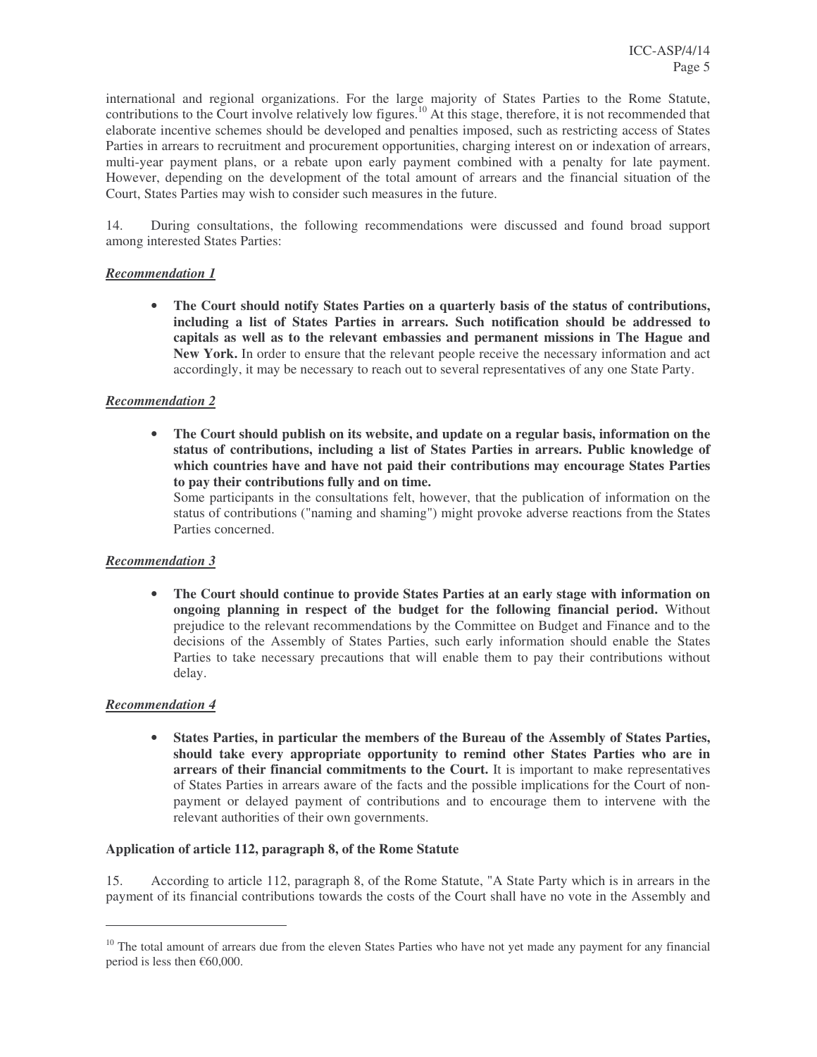international and regional organizations. For the large majority of States Parties to the Rome Statute, contributions to the Court involve relatively low figures.[10] At this stage, therefore, it is not recommended that elaborate incentive schemes should be developed and penalties imposed, such as restricting access of States Parties in arrears to recruitment and procurement opportunities, charging interest on or indexation of arrears, multi-year payment plans, or a rebate upon early payment combined with a penalty for late payment. However, depending on the development of the total amount of arrears and the financial situation of the Court, States Parties may wish to consider such measures in the future.

14. During consultations, the following recommendations were discussed and found broad support among interested States Parties:

***Recommendation 1***

- **The Court should notify States Parties on a quarterly basis of the status of contributions, including a list of States Parties in arrears. Such notification should be addressed to capitals as well as to the relevant embassies and permanent missions in The Hague and New York.** In order to ensure that the relevant people receive the necessary information and act accordingly, it may be necessary to reach out to several representatives of any one State Party.

***Recommendation 2***

- **The Court should publish on its website, and update on a regular basis, information on the status of contributions, including a list of States Parties in arrears. Public knowledge of which countries have and have not paid their contributions may encourage States Parties to pay their contributions fully and on time.**
  Some participants in the consultations felt, however, that the publication of information on the status of contributions ("naming and shaming") might provoke adverse reactions from the States Parties concerned.

***Recommendation 3***

- **The Court should continue to provide States Parties at an early stage with information on ongoing planning in respect of the budget for the following financial period.** Without prejudice to the relevant recommendations by the Committee on Budget and Finance and to the decisions of the Assembly of States Parties, such early information should enable the States Parties to take necessary precautions that will enable them to pay their contributions without delay.

***Recommendation 4***

- **States Parties, in particular the members of the Bureau of the Assembly of States Parties, should take every appropriate opportunity to remind other States Parties who are in arrears of their financial commitments to the Court.** It is important to make representatives of States Parties in arrears aware of the facts and the possible implications for the Court of non-payment or delayed payment of contributions and to encourage them to intervene with the relevant authorities of their own governments.

**Application of article 112, paragraph 8, of the Rome Statute**

15. According to article 112, paragraph 8, of the Rome Statute, "A State Party which is in arrears in the payment of its financial contributions towards the costs of the Court shall have no vote in the Assembly and

---

[10] The total amount of arrears due from the eleven States Parties who have not yet made any payment for any financial period is less then €60,000.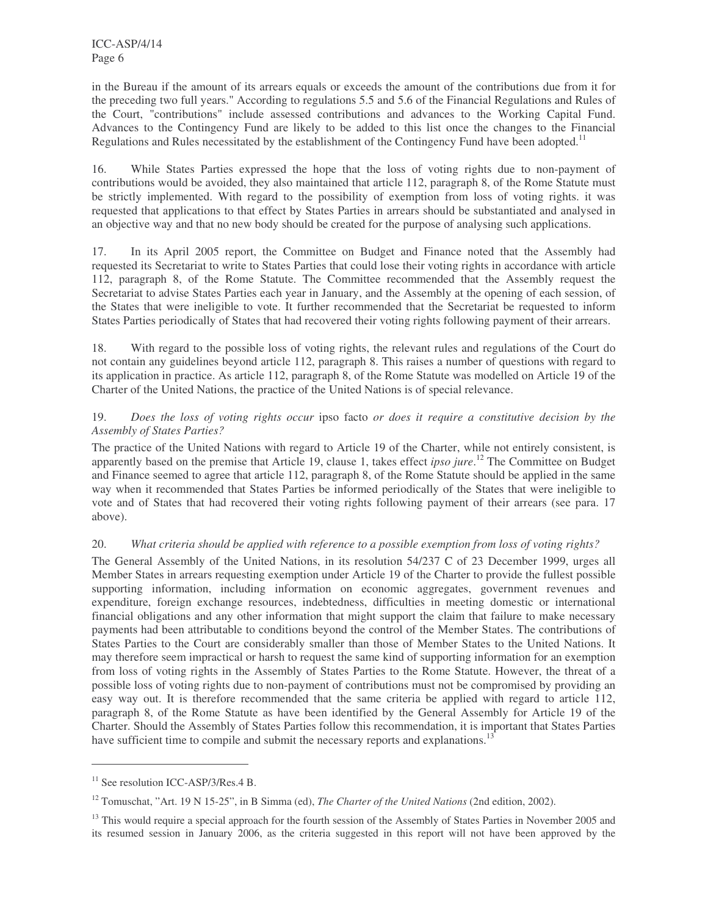in the Bureau if the amount of its arrears equals or exceeds the amount of the contributions due from it for the preceding two full years." According to regulations 5.5 and 5.6 of the Financial Regulations and Rules of the Court, "contributions" include assessed contributions and advances to the Working Capital Fund. Advances to the Contingency Fund are likely to be added to this list once the changes to the Financial Regulations and Rules necessitated by the establishment of the Contingency Fund have been adopted.[11]

16. While States Parties expressed the hope that the loss of voting rights due to non-payment of contributions would be avoided, they also maintained that article 112, paragraph 8, of the Rome Statute must be strictly implemented. With regard to the possibility of exemption from loss of voting rights. it was requested that applications to that effect by States Parties in arrears should be substantiated and analysed in an objective way and that no new body should be created for the purpose of analysing such applications.

17. In its April 2005 report, the Committee on Budget and Finance noted that the Assembly had requested its Secretariat to write to States Parties that could lose their voting rights in accordance with article 112, paragraph 8, of the Rome Statute. The Committee recommended that the Assembly request the Secretariat to advise States Parties each year in January, and the Assembly at the opening of each session, of the States that were ineligible to vote. It further recommended that the Secretariat be requested to inform States Parties periodically of States that had recovered their voting rights following payment of their arrears.

18. With regard to the possible loss of voting rights, the relevant rules and regulations of the Court do not contain any guidelines beyond article 112, paragraph 8. This raises a number of questions with regard to its application in practice. As article 112, paragraph 8, of the Rome Statute was modelled on Article 19 of the Charter of the United Nations, the practice of the United Nations is of special relevance.

19. *Does the loss of voting rights occur* ipso facto *or does it require a constitutive decision by the Assembly of States Parties?*

The practice of the United Nations with regard to Article 19 of the Charter, while not entirely consistent, is apparently based on the premise that Article 19, clause 1, takes effect *ipso jure*.[12] The Committee on Budget and Finance seemed to agree that article 112, paragraph 8, of the Rome Statute should be applied in the same way when it recommended that States Parties be informed periodically of the States that were ineligible to vote and of States that had recovered their voting rights following payment of their arrears (see para. 17 above).

20. *What criteria should be applied with reference to a possible exemption from loss of voting rights?*

The General Assembly of the United Nations, in its resolution 54/237 C of 23 December 1999, urges all Member States in arrears requesting exemption under Article 19 of the Charter to provide the fullest possible supporting information, including information on economic aggregates, government revenues and expenditure, foreign exchange resources, indebtedness, difficulties in meeting domestic or international financial obligations and any other information that might support the claim that failure to make necessary payments had been attributable to conditions beyond the control of the Member States. The contributions of States Parties to the Court are considerably smaller than those of Member States to the United Nations. It may therefore seem impractical or harsh to request the same kind of supporting information for an exemption from loss of voting rights in the Assembly of States Parties to the Rome Statute. However, the threat of a possible loss of voting rights due to non-payment of contributions must not be compromised by providing an easy way out. It is therefore recommended that the same criteria be applied with regard to article 112, paragraph 8, of the Rome Statute as have been identified by the General Assembly for Article 19 of the Charter. Should the Assembly of States Parties follow this recommendation, it is important that States Parties have sufficient time to compile and submit the necessary reports and explanations.[13]

---

[11] See resolution ICC-ASP/3/Res.4 B.

[12] Tomuschat, "Art. 19 N 15-25", in B Simma (ed), *The Charter of the United Nations* (2nd edition, 2002).

[13] This would require a special approach for the fourth session of the Assembly of States Parties in November 2005 and its resumed session in January 2006, as the criteria suggested in this report will not have been approved by the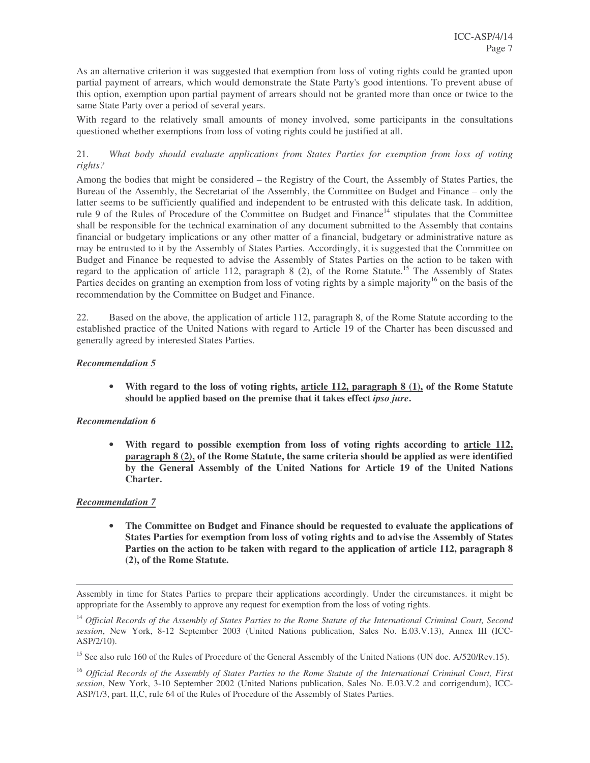As an alternative criterion it was suggested that exemption from loss of voting rights could be granted upon partial payment of arrears, which would demonstrate the State Party's good intentions. To prevent abuse of this option, exemption upon partial payment of arrears should not be granted more than once or twice to the same State Party over a period of several years.

With regard to the relatively small amounts of money involved, some participants in the consultations questioned whether exemptions from loss of voting rights could be justified at all.

21. *What body should evaluate applications from States Parties for exemption from loss of voting rights?*

Among the bodies that might be considered – the Registry of the Court, the Assembly of States Parties, the Bureau of the Assembly, the Secretariat of the Assembly, the Committee on Budget and Finance – only the latter seems to be sufficiently qualified and independent to be entrusted with this delicate task. In addition, rule 9 of the Rules of Procedure of the Committee on Budget and Finance[14] stipulates that the Committee shall be responsible for the technical examination of any document submitted to the Assembly that contains financial or budgetary implications or any other matter of a financial, budgetary or administrative nature as may be entrusted to it by the Assembly of States Parties. Accordingly, it is suggested that the Committee on Budget and Finance be requested to advise the Assembly of States Parties on the action to be taken with regard to the application of article 112, paragraph 8 (2), of the Rome Statute.[15] The Assembly of States Parties decides on granting an exemption from loss of voting rights by a simple majority[16] on the basis of the recommendation by the Committee on Budget and Finance.

22. Based on the above, the application of article 112, paragraph 8, of the Rome Statute according to the established practice of the United Nations with regard to Article 19 of the Charter has been discussed and generally agreed by interested States Parties.

***Recommendation 5***

- **With regard to the loss of voting rights, <u>article 112, paragraph 8 (1),</u> of the Rome Statute should be applied based on the premise that it takes effect *ipso jure*.**

***Recommendation 6***

- **With regard to possible exemption from loss of voting rights according to <u>article 112, paragraph 8 (2),</u> of the Rome Statute, the same criteria should be applied as were identified by the General Assembly of the United Nations for Article 19 of the United Nations Charter.**

***Recommendation 7***

- **The Committee on Budget and Finance should be requested to evaluate the applications of States Parties for exemption from loss of voting rights and to advise the Assembly of States Parties on the action to be taken with regard to the application of article 112, paragraph 8 (2), of the Rome Statute.**

---

Assembly in time for States Parties to prepare their applications accordingly. Under the circumstances. it might be appropriate for the Assembly to approve any request for exemption from the loss of voting rights.

[14] *Official Records of the Assembly of States Parties to the Rome Statute of the International Criminal Court, Second session*, New York, 8-12 September 2003 (United Nations publication, Sales No. E.03.V.13), Annex III (ICC-ASP/2/10).

[15] See also rule 160 of the Rules of Procedure of the General Assembly of the United Nations (UN doc. A/520/Rev.15).

[16] *Official Records of the Assembly of States Parties to the Rome Statute of the International Criminal Court, First session*, New York, 3-10 September 2002 (United Nations publication, Sales No. E.03.V.2 and corrigendum), ICC-ASP/1/3, part. II,C, rule 64 of the Rules of Procedure of the Assembly of States Parties.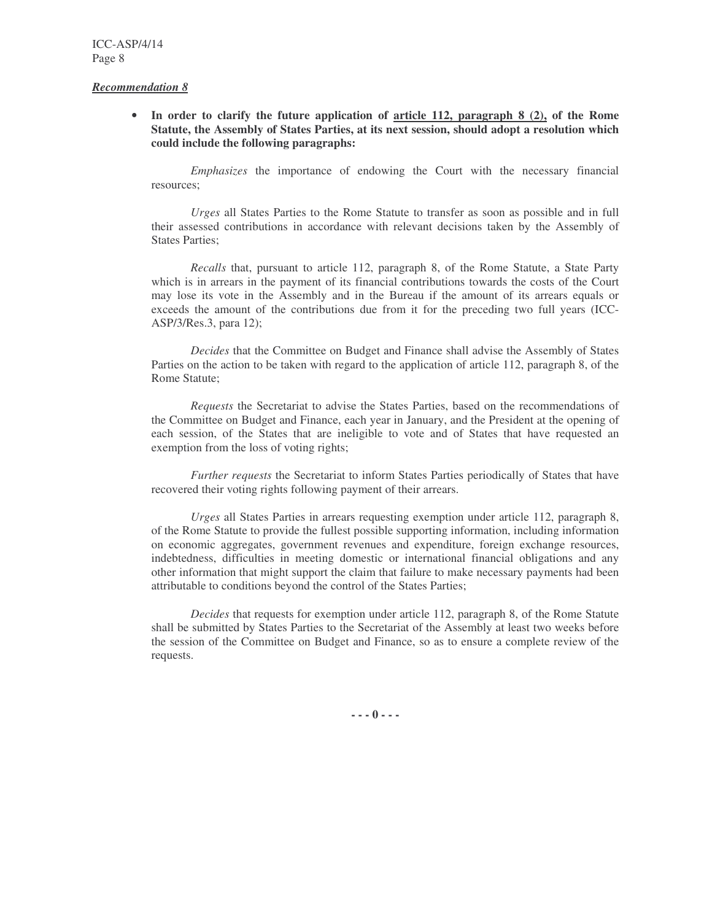***Recommendation 8***

- **In order to clarify the future application of article 112, paragraph 8 (2), of the Rome Statute, the Assembly of States Parties, at its next session, should adopt a resolution which could include the following paragraphs:**

  *Emphasizes* the importance of endowing the Court with the necessary financial resources;

  *Urges* all States Parties to the Rome Statute to transfer as soon as possible and in full their assessed contributions in accordance with relevant decisions taken by the Assembly of States Parties;

  *Recalls* that, pursuant to article 112, paragraph 8, of the Rome Statute, a State Party which is in arrears in the payment of its financial contributions towards the costs of the Court may lose its vote in the Assembly and in the Bureau if the amount of its arrears equals or exceeds the amount of the contributions due from it for the preceding two full years (ICC-ASP/3/Res.3, para 12);

  *Decides* that the Committee on Budget and Finance shall advise the Assembly of States Parties on the action to be taken with regard to the application of article 112, paragraph 8, of the Rome Statute;

  *Requests* the Secretariat to advise the States Parties, based on the recommendations of the Committee on Budget and Finance, each year in January, and the President at the opening of each session, of the States that are ineligible to vote and of States that have requested an exemption from the loss of voting rights;

  *Further requests* the Secretariat to inform States Parties periodically of States that have recovered their voting rights following payment of their arrears.

  *Urges* all States Parties in arrears requesting exemption under article 112, paragraph 8, of the Rome Statute to provide the fullest possible supporting information, including information on economic aggregates, government revenues and expenditure, foreign exchange resources, indebtedness, difficulties in meeting domestic or international financial obligations and any other information that might support the claim that failure to make necessary payments had been attributable to conditions beyond the control of the States Parties;

  *Decides* that requests for exemption under article 112, paragraph 8, of the Rome Statute shall be submitted by States Parties to the Secretariat of the Assembly at least two weeks before the session of the Committee on Budget and Finance, so as to ensure a complete review of the requests.

**- - - 0 - - -**